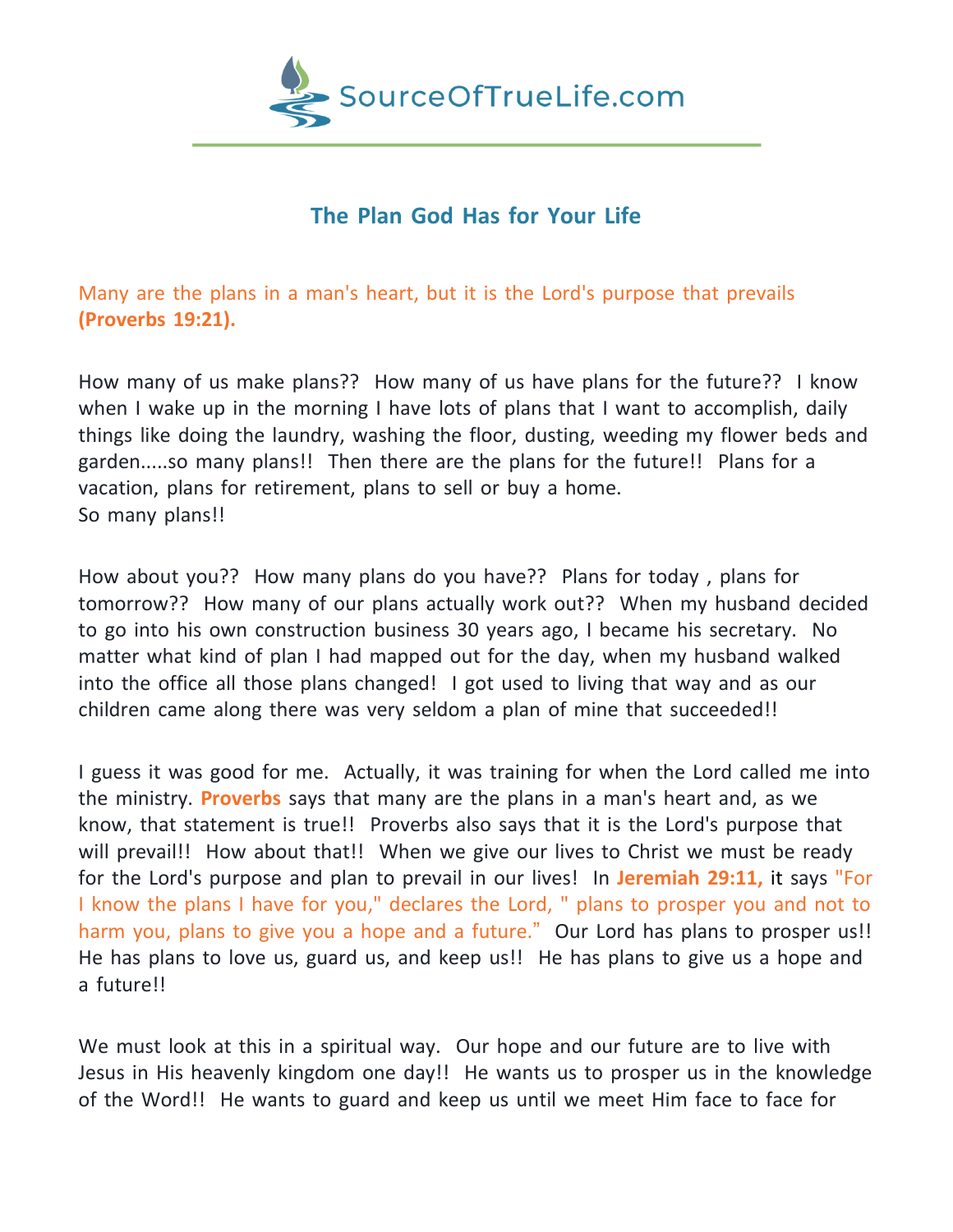SourceOfTrueLife.com

## The Plan God Has for Your Life

Many are the plans in a man's heart, but it is the Lord's purpose that prevails **(Proverbs 19:21).**

How many of us make plans?? How many of us have plans for the future?? I know when I wake up in the morning I have lots of plans that I want to accomplish, daily things like doing the laundry, washing the floor, dusting, weeding my flower beds and garden.....so many plans!! Then there are the plans for the future!! Plans for a vacation, plans for retirement, plans to sell or buy a home.
So many plans!!

How about you?? How many plans do you have?? Plans for today , plans for tomorrow?? How many of our plans actually work out?? When my husband decided to go into his own construction business 30 years ago, I became his secretary. No matter what kind of plan I had mapped out for the day, when my husband walked into the office all those plans changed! I got used to living that way and as our children came along there was very seldom a plan of mine that succeeded!!

I guess it was good for me. Actually, it was training for when the Lord called me into the ministry. **Proverbs** says that many are the plans in a man's heart and, as we know, that statement is true!! Proverbs also says that it is the Lord's purpose that will prevail!! How about that!! When we give our lives to Christ we must be ready for the Lord's purpose and plan to prevail in our lives! In **Jeremiah 29:11,** it says "For I know the plans I have for you," declares the Lord, " plans to prosper you and not to harm you, plans to give you a hope and a future." Our Lord has plans to prosper us!! He has plans to love us, guard us, and keep us!! He has plans to give us a hope and a future!!

We must look at this in a spiritual way. Our hope and our future are to live with Jesus in His heavenly kingdom one day!! He wants us to prosper us in the knowledge of the Word!! He wants to guard and keep us until we meet Him face to face for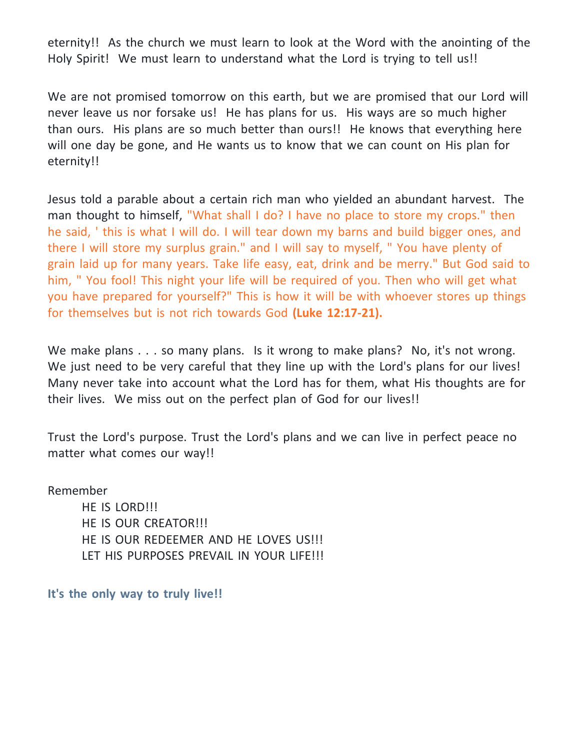eternity!! As the church we must learn to look at the Word with the anointing of the Holy Spirit! We must learn to understand what the Lord is trying to tell us!!

We are not promised tomorrow on this earth, but we are promised that our Lord will never leave us nor forsake us! He has plans for us. His ways are so much higher than ours. His plans are so much better than ours!! He knows that everything here will one day be gone, and He wants us to know that we can count on His plan for eternity!!

Jesus told a parable about a certain rich man who yielded an abundant harvest. The man thought to himself, "What shall I do? I have no place to store my crops." then he said, ' this is what I will do. I will tear down my barns and build bigger ones, and there I will store my surplus grain." and I will say to myself, " You have plenty of grain laid up for many years. Take life easy, eat, drink and be merry." But God said to him, " You fool! This night your life will be required of you. Then who will get what you have prepared for yourself?" This is how it will be with whoever stores up things for themselves but is not rich towards God **(Luke 12:17-21).**

We make plans . . . so many plans. Is it wrong to make plans? No, it's not wrong. We just need to be very careful that they line up with the Lord's plans for our lives! Many never take into account what the Lord has for them, what His thoughts are for their lives. We miss out on the perfect plan of God for our lives!!

Trust the Lord's purpose. Trust the Lord's plans and we can live in perfect peace no matter what comes our way!!

Remember

HE IS LORD!!!
HE IS OUR CREATOR!!!
HE IS OUR REDEEMER AND HE LOVES US!!!
LET HIS PURPOSES PREVAIL IN YOUR LIFE!!!

**It's the only way to truly live!!**